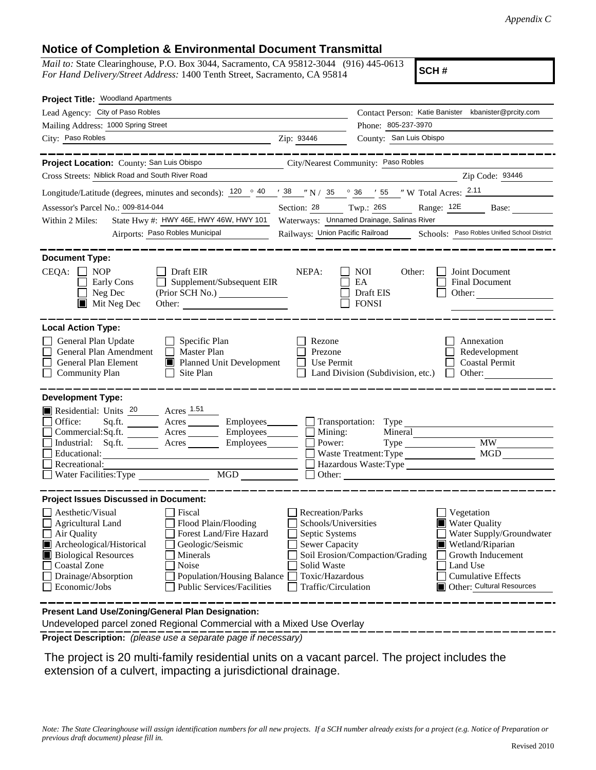*Appendix C*

## Notice of Completion & Environmental Document Transmittal

*Mail to:* State Clearinghouse, P.O. Box 3044, Sacramento, CA 95812-3044 (916) 445-0613
*For Hand Delivery/Street Address:* 1400 Tenth Street, Sacramento, CA 95814

**SCH #**

**Project Title:** Woodland Apartments

Lead Agency: City of Paso Robles
Contact Person: Katie Banister kbanister@prcity.com
Mailing Address: 1000 Spring Street
Phone: 805-237-3970
City: Paso Robles
Zip: 93446
County: San Luis Obispo

---

**Project Location:** County: San Luis Obispo
City/Nearest Community: Paso Robles
Cross Streets: Niblick Road and South River Road
Zip Code: 93446

Longitude/Latitude (degrees, minutes and seconds): 120 ° 40 ′ 38 ″ N / 35 ° 36 ′ 55 ″ W Total Acres: 2.11

Assessor's Parcel No.: 009-814-044
Section: 28 Twp.: 26S Range: 12E Base:

Within 2 Miles: State Hwy #: HWY 46E, HWY 46W, HWY 101
Waterways: Unnamed Drainage, Salinas River
Airports: Paso Robles Municipal
Railways: Union Pacific Railroad
Schools: Paso Robles Unified School District

---

**Document Type:**

CEQA: ☐ NOP ☐ Early Cons ☐ Neg Dec ☒ Mit Neg Dec ☐ Draft EIR ☐ Supplement/Subsequent EIR (Prior SCH No.) Other:

NEPA: ☐ NOI ☐ EA ☐ Draft EIS ☐ FONSI

Other: ☐ Joint Document ☐ Final Document ☐ Other:

---

**Local Action Type:**

☐ General Plan Update
☐ General Plan Amendment
☐ General Plan Element
☐ Community Plan
☐ Specific Plan
☐ Master Plan
☒ Planned Unit Development
☐ Site Plan
☐ Rezone
☐ Prezone
☐ Use Permit
☐ Land Division (Subdivision, etc.)
☐ Annexation
☐ Redevelopment
☐ Coastal Permit
☐ Other:

---

**Development Type:**

☒ Residential: Units 20 Acres 1.51
☐ Office: Sq.ft. Acres Employees
☐ Commercial: Sq.ft. Acres Employees
☐ Industrial: Sq.ft. Acres Employees
☐ Educational:
☐ Recreational:
☐ Water Facilities: Type MGD
☐ Transportation: Type
☐ Mining: Mineral
☐ Power: Type MW
☐ Waste Treatment: Type MGD
☐ Hazardous Waste: Type
☐ Other:

---

**Project Issues Discussed in Document:**

☐ Aesthetic/Visual
☐ Agricultural Land
☐ Air Quality
☒ Archeological/Historical
☒ Biological Resources
☐ Coastal Zone
☐ Drainage/Absorption
☐ Economic/Jobs
☐ Fiscal
☐ Flood Plain/Flooding
☐ Forest Land/Fire Hazard
☐ Geologic/Seismic
☐ Minerals
☐ Noise
☐ Population/Housing Balance
☐ Public Services/Facilities
☐ Recreation/Parks
☐ Schools/Universities
☐ Septic Systems
☐ Sewer Capacity
☐ Soil Erosion/Compaction/Grading
☐ Solid Waste
☐ Toxic/Hazardous
☐ Traffic/Circulation
☐ Vegetation
☒ Water Quality
☐ Water Supply/Groundwater
☒ Wetland/Riparian
☐ Growth Inducement
☐ Land Use
☐ Cumulative Effects
☒ Other: Cultural Resources

---

**Present Land Use/Zoning/General Plan Designation:**

Undeveloped parcel zoned Regional Commercial with a Mixed Use Overlay

**Project Description:** *(please use a separate page if necessary)*

The project is 20 multi-family residential units on a vacant parcel. The project includes the extension of a culvert, impacting a jurisdictional drainage.

*Note: The State Clearinghouse will assign identification numbers for all new projects. If a SCH number already exists for a project (e.g. Notice of Preparation or previous draft document) please fill in.*

Revised 2010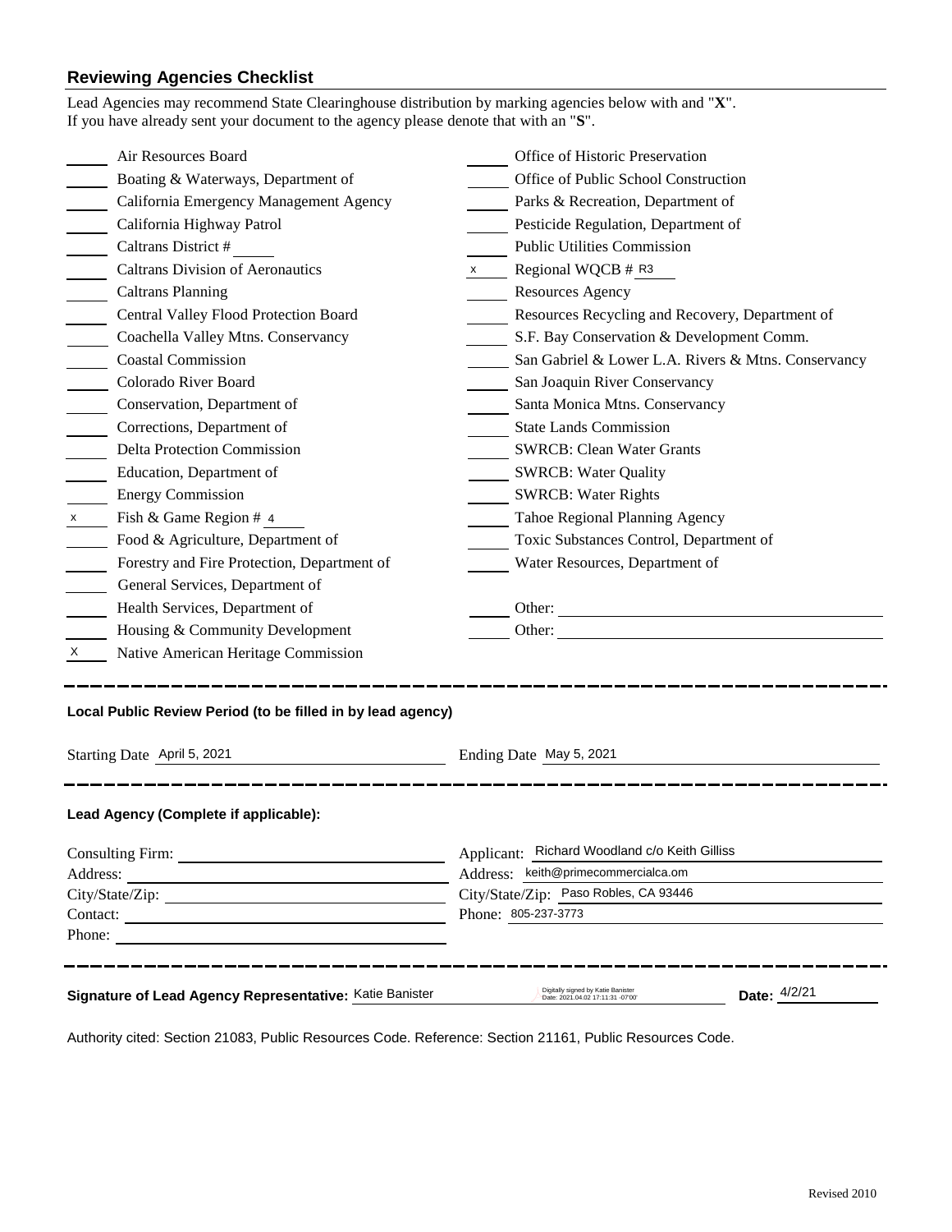## Reviewing Agencies Checklist

Lead Agencies may recommend State Clearinghouse distribution by marking agencies below with and "**X**".
If you have already sent your document to the agency please denote that with an "**S**".

| | | | |
|---|---|---|---|
| | Air Resources Board | | Office of Historic Preservation |
| | Boating & Waterways, Department of | | Office of Public School Construction |
| | California Emergency Management Agency | | Parks & Recreation, Department of |
| | California Highway Patrol | | Pesticide Regulation, Department of |
| | Caltrans District # | | Public Utilities Commission |
| | Caltrans Division of Aeronautics | x | Regional WQCB # R3 |
| | Caltrans Planning | | Resources Agency |
| | Central Valley Flood Protection Board | | Resources Recycling and Recovery, Department of |
| | Coachella Valley Mtns. Conservancy | | S.F. Bay Conservation & Development Comm. |
| | Coastal Commission | | San Gabriel & Lower L.A. Rivers & Mtns. Conservancy |
| | Colorado River Board | | San Joaquin River Conservancy |
| | Conservation, Department of | | Santa Monica Mtns. Conservancy |
| | Corrections, Department of | | State Lands Commission |
| | Delta Protection Commission | | SWRCB: Clean Water Grants |
| | Education, Department of | | SWRCB: Water Quality |
| | Energy Commission | | SWRCB: Water Rights |
| x | Fish & Game Region # 4 | | Tahoe Regional Planning Agency |
| | Food & Agriculture, Department of | | Toxic Substances Control, Department of |
| | Forestry and Fire Protection, Department of | | Water Resources, Department of |
| | General Services, Department of | | |
| | Health Services, Department of | | Other: |
| | Housing & Community Development | | Other: |
| X | Native American Heritage Commission | | |

---

**Local Public Review Period (to be filled in by lead agency)**

Starting Date April 5, 2021 Ending Date May 5, 2021

---

**Lead Agency (Complete if applicable):**

| | |
|---|---|
| Consulting Firm: | Applicant: Richard Woodland c/o Keith Gilliss |
| Address: | Address: keith@primecommercialca.com |
| City/State/Zip: | City/State/Zip: Paso Robles, CA 93446 |
| Contact: | Phone: 805-237-3773 |
| Phone: | |

---

**Signature of Lead Agency Representative:** Katie Banister Digitally signed by Katie Banister Date: 2021.04.02 17:11:31 -07'00' **Date:** 4/2/21

Authority cited: Section 21083, Public Resources Code. Reference: Section 21161, Public Resources Code.

Revised 2010